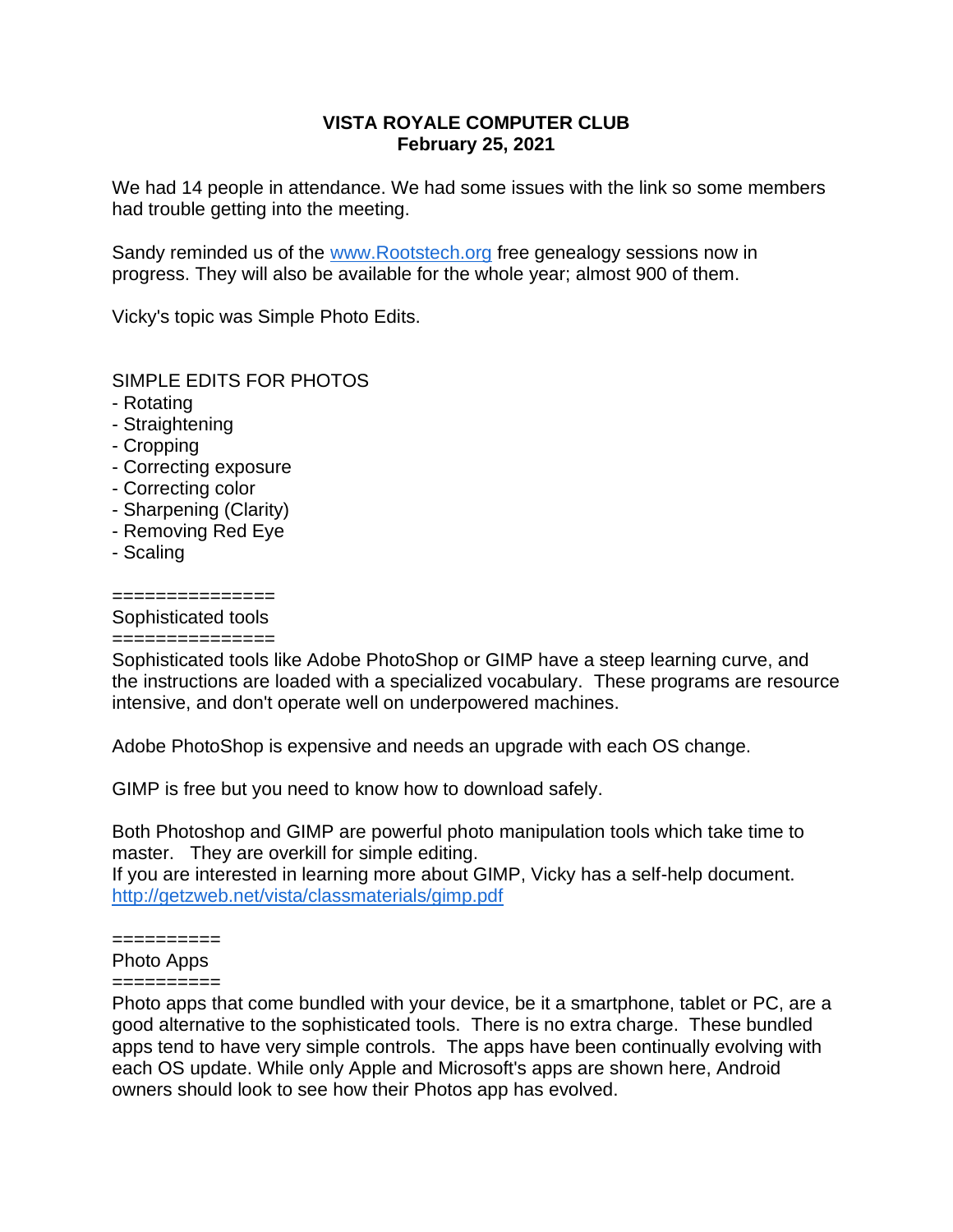# VISTA ROYALE COMPUTER CLUB
## February 25, 2021

We had 14 people in attendance. We had some issues with the link so some members had trouble getting into the meeting.

Sandy reminded us of the [www.Rootstech.org](http://www.Rootstech.org) free genealogy sessions now in progress. They will also be available for the whole year; almost 900 of them.

Vicky's topic was Simple Photo Edits.

SIMPLE EDITS FOR PHOTOS

- Rotating
- Straightening
- Cropping
- Correcting exposure
- Correcting color
- Sharpening (Clarity)
- Removing Red Eye
- Scaling

===============
Sophisticated tools
===============

Sophisticated tools like Adobe PhotoShop or GIMP have a steep learning curve, and the instructions are loaded with a specialized vocabulary. These programs are resource intensive, and don't operate well on underpowered machines.

Adobe PhotoShop is expensive and needs an upgrade with each OS change.

GIMP is free but you need to know how to download safely.

Both Photoshop and GIMP are powerful photo manipulation tools which take time to master. They are overkill for simple editing.
If you are interested in learning more about GIMP, Vicky has a self-help document.
[http://getzweb.net/vista/classmaterials/gimp.pdf](http://getzweb.net/vista/classmaterials/gimp.pdf)

==========
Photo Apps
==========

Photo apps that come bundled with your device, be it a smartphone, tablet or PC, are a good alternative to the sophisticated tools. There is no extra charge. These bundled apps tend to have very simple controls. The apps have been continually evolving with each OS update. While only Apple and Microsoft's apps are shown here, Android owners should look to see how their Photos app has evolved.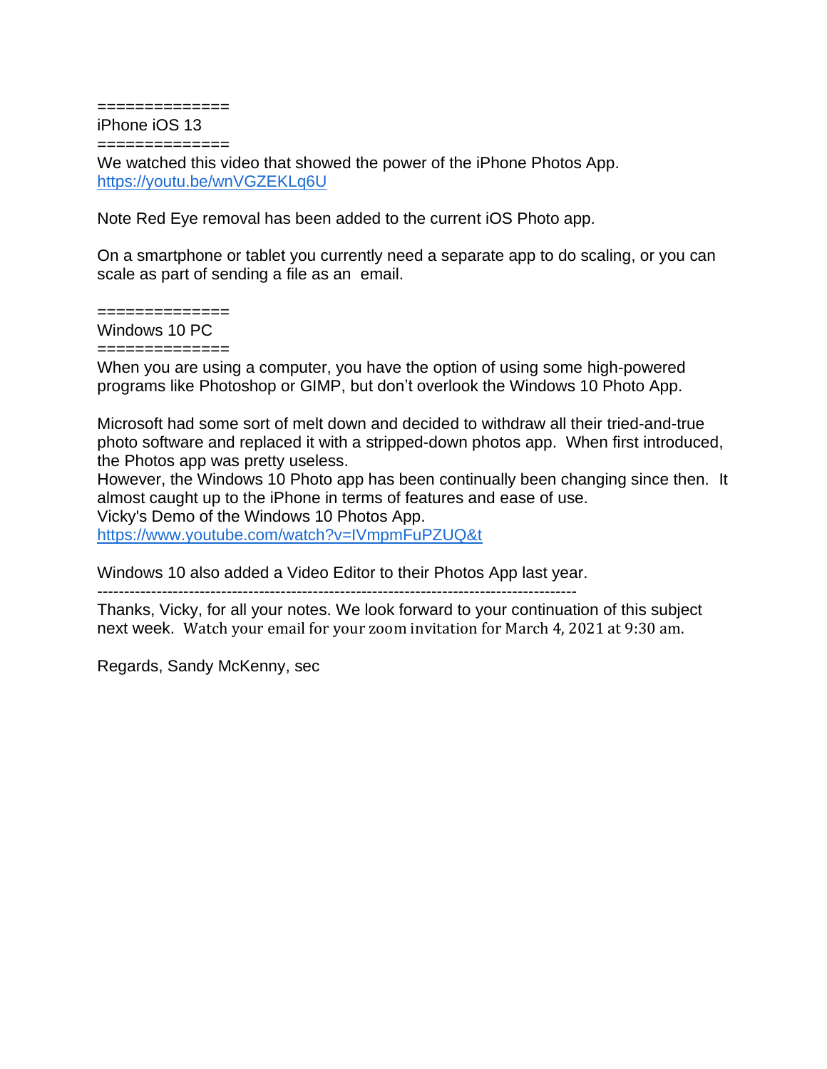==============

iPhone iOS 13

==============

We watched this video that showed the power of the iPhone Photos App.
[https://youtu.be/wnVGZEKLq6U](https://youtu.be/wnVGZEKLq6U)

Note Red Eye removal has been added to the current iOS Photo app.

On a smartphone or tablet you currently need a separate app to do scaling, or you can scale as part of sending a file as an email.

==============

Windows 10 PC

==============

When you are using a computer, you have the option of using some high-powered programs like Photoshop or GIMP, but don't overlook the Windows 10 Photo App.

Microsoft had some sort of melt down and decided to withdraw all their tried-and-true photo software and replaced it with a stripped-down photos app. When first introduced, the Photos app was pretty useless.
However, the Windows 10 Photo app has been continually been changing since then. It almost caught up to the iPhone in terms of features and ease of use.
Vicky's Demo of the Windows 10 Photos App.
[https://www.youtube.com/watch?v=IVmpmFuPZUQ&t](https://www.youtube.com/watch?v=IVmpmFuPZUQ&t)

Windows 10 also added a Video Editor to their Photos App last year.

------------------------------------------------------------------------------------------

Thanks, Vicky, for all your notes. We look forward to your continuation of this subject next week. Watch your email for your zoom invitation for March 4, 2021 at 9:30 am.

Regards, Sandy McKenny, sec